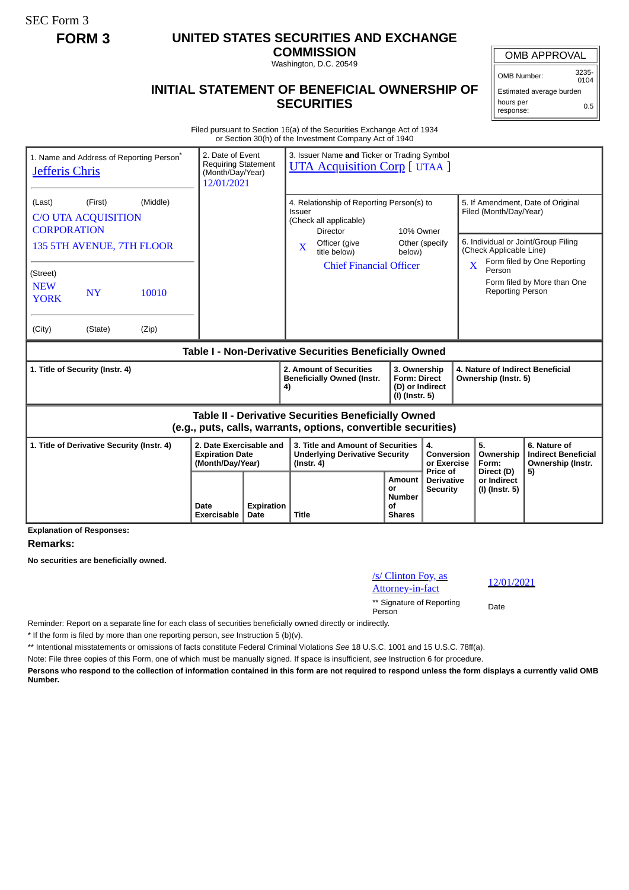SEC Form 3

**FORM 3**

# UNITED STATES SECURITIES AND EXCHANGE COMMISSION

Washington, D.C. 20549

## INITIAL STATEMENT OF BENEFICIAL OWNERSHIP OF SECURITIES

| OMB APPROVAL | |
|---|---|
| OMB Number: | 3235-0104 |
| Estimated average burden | |
| hours per response: | 0.5 |

Filed pursuant to Section 16(a) of the Securities Exchange Act of 1934 or Section 30(h) of the Investment Company Act of 1940

| 1. Name and Address of Reporting Person* | 2. Date of Event Requiring Statement (Month/Day/Year) | 3. Issuer Name and Ticker or Trading Symbol |
|---|---|---|
| Jefferis Chris | 12/01/2021 | UTA Acquisition Corp [ UTAA ] |
| (Last) (First) (Middle) C/O UTA ACQUISITION CORPORATION 135 5TH AVENUE, 7TH FLOOR | | 4. Relationship of Reporting Person(s) to Issuer (Check all applicable) Director; 10% Owner; X Officer (give title below); Other (specify below) — Chief Financial Officer |
| (Street) NEW YORK NY 10010 | | 5. If Amendment, Date of Original Filed (Month/Day/Year) |
| (City) (State) (Zip) | | 6. Individual or Joint/Group Filing (Check Applicable Line) X Form filed by One Reporting Person; Form filed by More than One Reporting Person |

### Table I - Non-Derivative Securities Beneficially Owned

| 1. Title of Security (Instr. 4) | 2. Amount of Securities Beneficially Owned (Instr. 4) | 3. Ownership Form: Direct (D) or Indirect (I) (Instr. 5) | 4. Nature of Indirect Beneficial Ownership (Instr. 5) |
|---|---|---|---|

### Table II - Derivative Securities Beneficially Owned (e.g., puts, calls, warrants, options, convertible securities)

| 1. Title of Derivative Security (Instr. 4) | 2. Date Exercisable and Expiration Date (Month/Day/Year) | | 3. Title and Amount of Securities Underlying Derivative Security (Instr. 4) | | 4. Conversion or Exercise Price of Derivative Security | 5. Ownership Form: Direct (D) or Indirect (I) (Instr. 5) | 6. Nature of Indirect Beneficial Ownership (Instr. 5) |
|---|---|---|---|---|---|---|---|
| | Date Exercisable | Expiration Date | Title | Amount or Number of Shares | | | |

**Explanation of Responses:**

**Remarks:**

**No securities are beneficially owned.**

| /s/ Clinton Foy, as Attorney-in-fact | 12/01/2021 |
|---|---|
| ** Signature of Reporting Person | Date |

Reminder: Report on a separate line for each class of securities beneficially owned directly or indirectly.

* If the form is filed by more than one reporting person, *see* Instruction 5 (b)(v).

** Intentional misstatements or omissions of facts constitute Federal Criminal Violations *See* 18 U.S.C. 1001 and 15 U.S.C. 78ff(a).

Note: File three copies of this Form, one of which must be manually signed. If space is insufficient, *see* Instruction 6 for procedure.

**Persons who respond to the collection of information contained in this form are not required to respond unless the form displays a currently valid OMB Number.**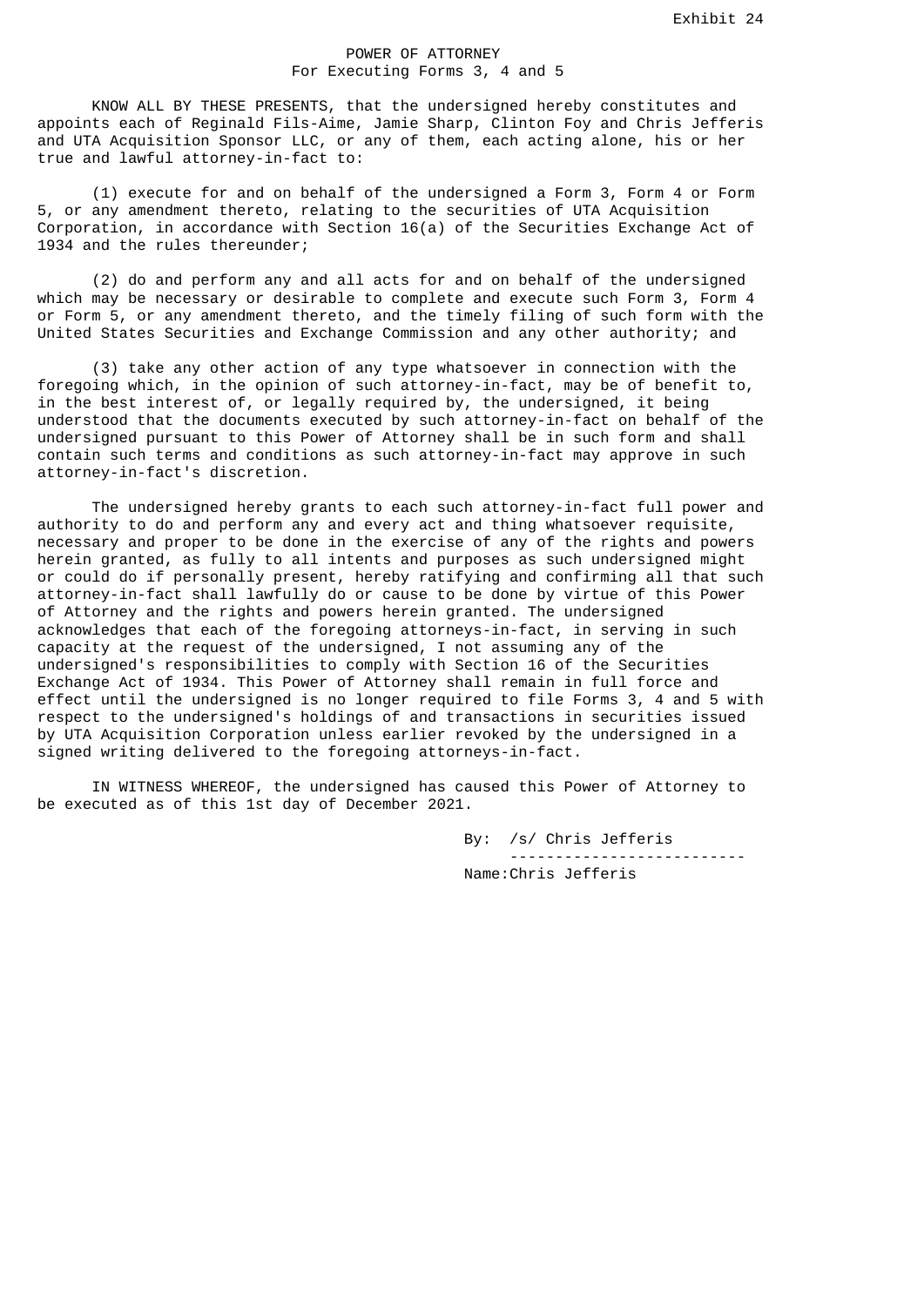Exhibit 24

# POWER OF ATTORNEY
## For Executing Forms 3, 4 and 5

KNOW ALL BY THESE PRESENTS, that the undersigned hereby constitutes and appoints each of Reginald Fils-Aime, Jamie Sharp, Clinton Foy and Chris Jefferis and UTA Acquisition Sponsor LLC, or any of them, each acting alone, his or her true and lawful attorney-in-fact to:

(1) execute for and on behalf of the undersigned a Form 3, Form 4 or Form 5, or any amendment thereto, relating to the securities of UTA Acquisition Corporation, in accordance with Section 16(a) of the Securities Exchange Act of 1934 and the rules thereunder;

(2) do and perform any and all acts for and on behalf of the undersigned which may be necessary or desirable to complete and execute such Form 3, Form 4 or Form 5, or any amendment thereto, and the timely filing of such form with the United States Securities and Exchange Commission and any other authority; and

(3) take any other action of any type whatsoever in connection with the foregoing which, in the opinion of such attorney-in-fact, may be of benefit to, in the best interest of, or legally required by, the undersigned, it being understood that the documents executed by such attorney-in-fact on behalf of the undersigned pursuant to this Power of Attorney shall be in such form and shall contain such terms and conditions as such attorney-in-fact may approve in such attorney-in-fact's discretion.

The undersigned hereby grants to each such attorney-in-fact full power and authority to do and perform any and every act and thing whatsoever requisite, necessary and proper to be done in the exercise of any of the rights and powers herein granted, as fully to all intents and purposes as such undersigned might or could do if personally present, hereby ratifying and confirming all that such attorney-in-fact shall lawfully do or cause to be done by virtue of this Power of Attorney and the rights and powers herein granted. The undersigned acknowledges that each of the foregoing attorneys-in-fact, in serving in such capacity at the request of the undersigned, I not assuming any of the undersigned's responsibilities to comply with Section 16 of the Securities Exchange Act of 1934. This Power of Attorney shall remain in full force and effect until the undersigned is no longer required to file Forms 3, 4 and 5 with respect to the undersigned's holdings of and transactions in securities issued by UTA Acquisition Corporation unless earlier revoked by the undersigned in a signed writing delivered to the foregoing attorneys-in-fact.

IN WITNESS WHEREOF, the undersigned has caused this Power of Attorney to be executed as of this 1st day of December 2021.

By: /s/ Chris Jefferis

Name: Chris Jefferis